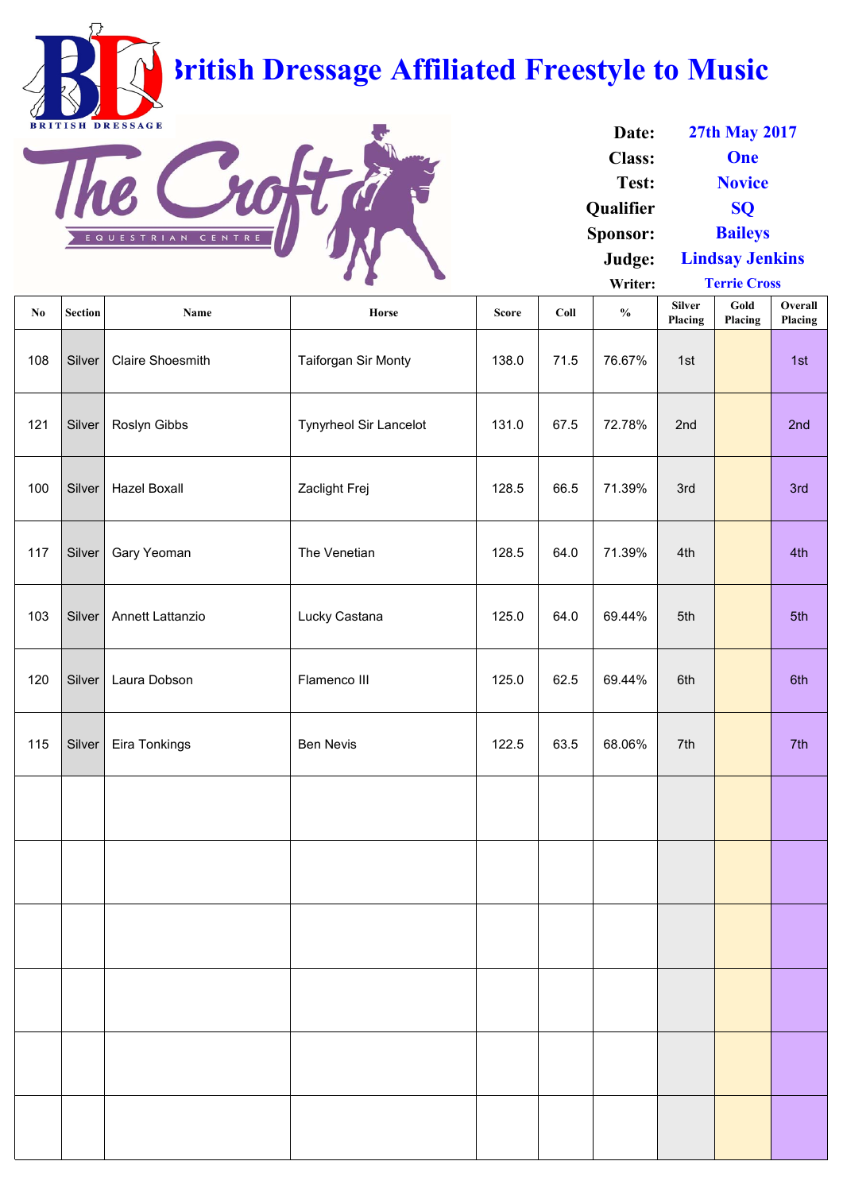# British Dressage Affiliated Freestyle to Music

**Date:** 27th May 2017
**Class:** One
**Test:** Novice
**Qualifier** SQ
**Sponsor:** Baileys
**Judge:** Lindsay Jenkins
**Writer:** Terrie Cross

| No | Section | Name | Horse | Score | Coll | % | Silver Placing | Gold Placing | Overall Placing |
|---|---|---|---|---|---|---|---|---|---|
| 108 | Silver | Claire Shoesmith | Taiforgan Sir Monty | 138.0 | 71.5 | 76.67% | 1st | | 1st |
| 121 | Silver | Roslyn Gibbs | Tynyrheol Sir Lancelot | 131.0 | 67.5 | 72.78% | 2nd | | 2nd |
| 100 | Silver | Hazel Boxall | Zaclight Frej | 128.5 | 66.5 | 71.39% | 3rd | | 3rd |
| 117 | Silver | Gary Yeoman | The Venetian | 128.5 | 64.0 | 71.39% | 4th | | 4th |
| 103 | Silver | Annett Lattanzio | Lucky Castana | 125.0 | 64.0 | 69.44% | 5th | | 5th |
| 120 | Silver | Laura Dobson | Flamenco III | 125.0 | 62.5 | 69.44% | 6th | | 6th |
| 115 | Silver | Eira Tonkings | Ben Nevis | 122.5 | 63.5 | 68.06% | 7th | | 7th |
| | | | | | | | | | |
| | | | | | | | | | |
| | | | | | | | | | |
| | | | | | | | | | |
| | | | | | | | | | |
| | | | | | | | | | |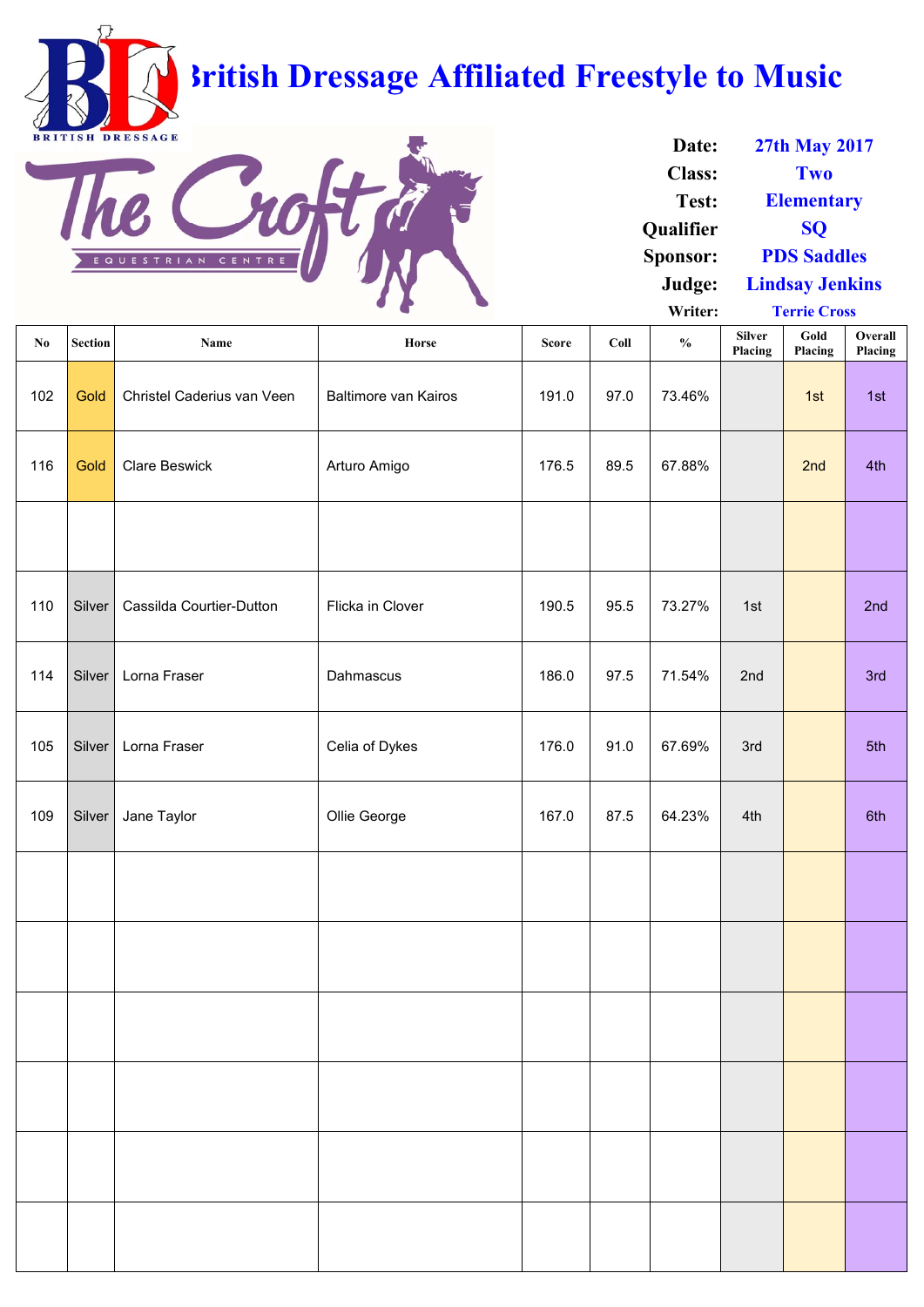# British Dressage Affiliated Freestyle to Music

**Date:** 27th May 2017
**Class:** Two
**Test:** Elementary
**Qualifier:** SQ
**Sponsor:** PDS Saddles
**Judge:** Lindsay Jenkins
**Writer:** Terrie Cross

| No | Section | Name | Horse | Score | Coll | % | Silver Placing | Gold Placing | Overall Placing |
|---|---|---|---|---|---|---|---|---|---|
| 102 | Gold | Christel Caderius van Veen | Baltimore van Kairos | 191.0 | 97.0 | 73.46% | | 1st | 1st |
| 116 | Gold | Clare Beswick | Arturo Amigo | 176.5 | 89.5 | 67.88% | | 2nd | 4th |
| | | | | | | | | | |
| 110 | Silver | Cassilda Courtier-Dutton | Flicka in Clover | 190.5 | 95.5 | 73.27% | 1st | | 2nd |
| 114 | Silver | Lorna Fraser | Dahmascus | 186.0 | 97.5 | 71.54% | 2nd | | 3rd |
| 105 | Silver | Lorna Fraser | Celia of Dykes | 176.0 | 91.0 | 67.69% | 3rd | | 5th |
| 109 | Silver | Jane Taylor | Ollie George | 167.0 | 87.5 | 64.23% | 4th | | 6th |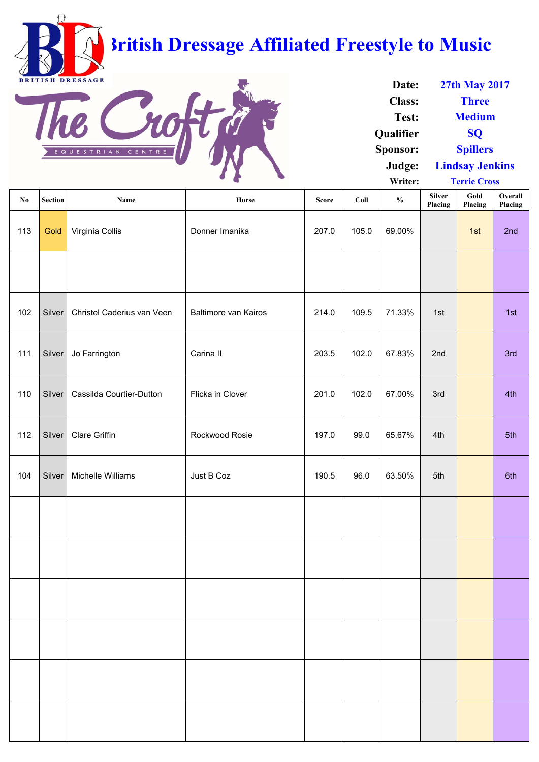# British Dressage Affiliated Freestyle to Music

**The Croft Equestrian Centre**

| | |
|---|---|
| **Date:** | 27th May 2017 |
| **Class:** | Three |
| **Test:** | Medium |
| **Qualifier** | SQ |
| **Sponsor:** | Spillers |
| **Judge:** | Lindsay Jenkins |
| **Writer:** | Terrie Cross |

| No | Section | Name | Horse | Score | Coll | % | Silver Placing | Gold Placing | Overall Placing |
|---|---|---|---|---|---|---|---|---|---|
| 113 | Gold | Virginia Collis | Donner Imanika | 207.0 | 105.0 | 69.00% | | 1st | 2nd |
| | | | | | | | | | |
| 102 | Silver | Christel Caderius van Veen | Baltimore van Kairos | 214.0 | 109.5 | 71.33% | 1st | | 1st |
| 111 | Silver | Jo Farrington | Carina II | 203.5 | 102.0 | 67.83% | 2nd | | 3rd |
| 110 | Silver | Cassilda Courtier-Dutton | Flicka in Clover | 201.0 | 102.0 | 67.00% | 3rd | | 4th |
| 112 | Silver | Clare Griffin | Rockwood Rosie | 197.0 | 99.0 | 65.67% | 4th | | 5th |
| 104 | Silver | Michelle Williams | Just B Coz | 190.5 | 96.0 | 63.50% | 5th | | 6th |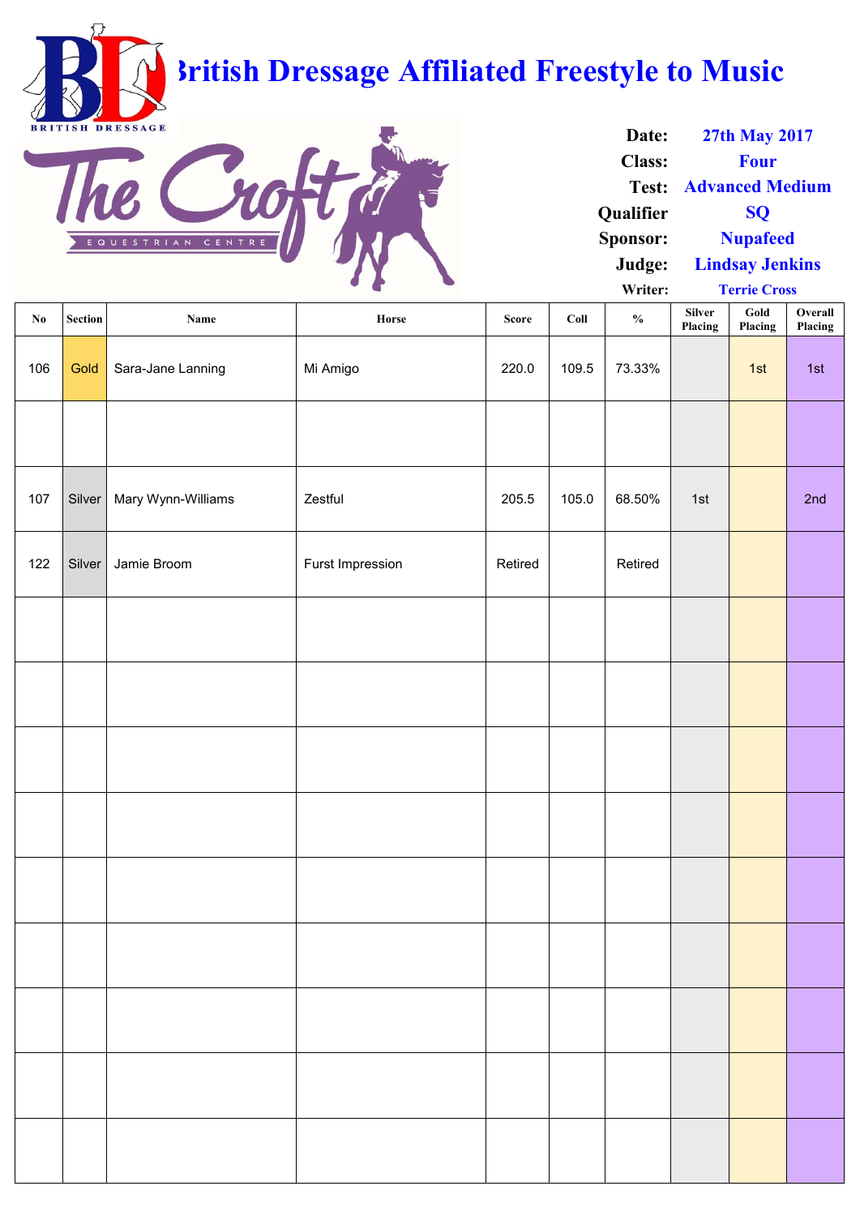# British Dressage Affiliated Freestyle to Music

**Date:** 27th May 2017
**Class:** Four
**Test:** Advanced Medium
**Qualifier:** SQ
**Sponsor:** Nupafeed
**Judge:** Lindsay Jenkins
**Writer:** Terrie Cross

| No | Section | Name | Horse | Score | Coll | % | Silver Placing | Gold Placing | Overall Placing |
|---|---|---|---|---|---|---|---|---|---|
| 106 | Gold | Sara-Jane Lanning | Mi Amigo | 220.0 | 109.5 | 73.33% | | 1st | 1st |
| | | | | | | | | | |
| 107 | Silver | Mary Wynn-Williams | Zestful | 205.5 | 105.0 | 68.50% | 1st | | 2nd |
| 122 | Silver | Jamie Broom | Furst Impression | Retired | | Retired | | | |
| | | | | | | | | | |
| | | | | | | | | | |
| | | | | | | | | | |
| | | | | | | | | | |
| | | | | | | | | | |
| | | | | | | | | | |
| | | | | | | | | | |
| | | | | | | | | | |
| | | | | | | | | | |